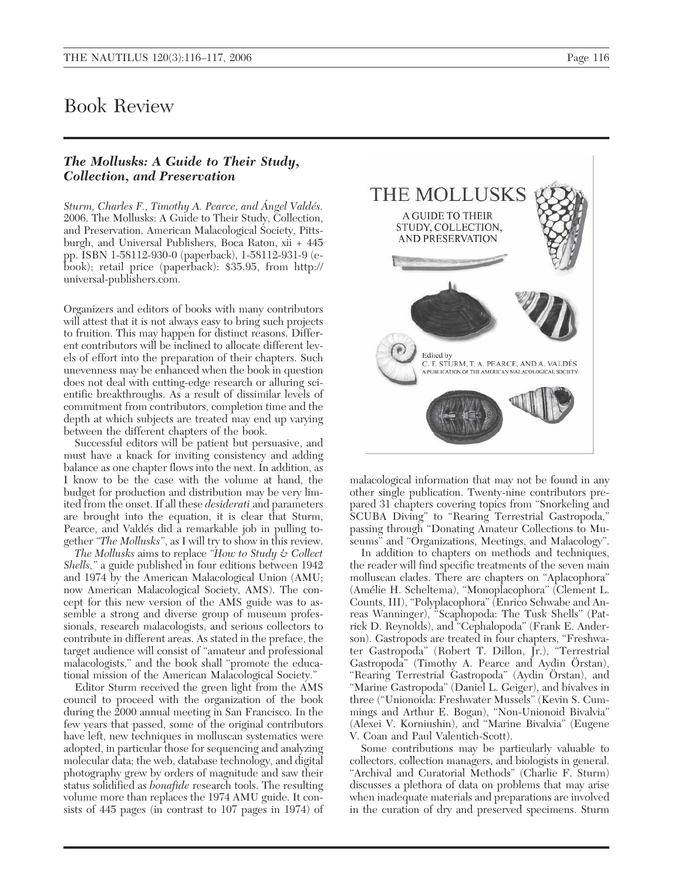# Book Review

## *The Mollusks: A Guide to Their Study, Collection, and Preservation*

*Sturm, Charles F., Timothy A. Pearce, and Ángel Valdés.* 2006. The Mollusks: A Guide to Their Study, Collection, and Preservation. American Malacological Society, Pittsburgh, and Universal Publishers, Boca Raton, xii + 445 pp. ISBN 1-58112-930-0 (paperback), 1-58112-931-9 (e-book); retail price (paperback): $35.95, from http://universal-publishers.com.

Organizers and editors of books with many contributors will attest that it is not always easy to bring such projects to fruition. This may happen for distinct reasons. Different contributors will be inclined to allocate different levels of effort into the preparation of their chapters. Such unevenness may be enhanced when the book in question does not deal with cutting-edge research or alluring scientific breakthroughs. As a result of dissimilar levels of commitment from contributors, completion time and the depth at which subjects are treated may end up varying between the different chapters of the book.

Successful editors will be patient but persuasive, and must have a knack for inviting consistency and adding balance as one chapter flows into the next. In addition, as I know to be the case with the volume at hand, the budget for production and distribution may be very limited from the onset. If all these *desiderati* and parameters are brought into the equation, it is clear that Sturm, Pearce, and Valdés did a remarkable job in pulling together *"The Mollusks"*, as I will try to show in this review.

*The Mollusks* aims to replace *"How to Study & Collect Shells,"* a guide published in four editions between 1942 and 1974 by the American Malacological Union (AMU; now American Malacological Society, AMS). The concept for this new version of the AMS guide was to assemble a strong and diverse group of museum professionals, research malacologists, and serious collectors to contribute in different areas. As stated in the preface, the target audience will consist of "amateur and professional malacologists," and the book shall "promote the educational mission of the American Malacological Society."

Editor Sturm received the green light from the AMS council to proceed with the organization of the book during the 2000 annual meeting in San Francisco. In the few years that passed, some of the original contributors have left, new techniques in molluscan systematics were adopted, in particular those for sequencing and analyzing molecular data; the web, database technology, and digital photography grew by orders of magnitude and saw their status solidified as *bonafide* research tools. The resulting volume more than replaces the 1974 AMU guide. It consists of 445 pages (in contrast to 107 pages in 1974) of malacological information that may not be found in any other single publication. Twenty-nine contributors prepared 31 chapters covering topics from "Snorkeling and SCUBA Diving" to "Rearing Terrestrial Gastropoda," passing through "Donating Amateur Collections to Museums" and "Organizations, Meetings, and Malacology".

In addition to chapters on methods and techniques, the reader will find specific treatments of the seven main molluscan clades. There are chapters on "Aplacophora" (Amélie H. Scheltema), "Monoplacophora" (Clement L. Counts, III), "Polyplacophora" (Enrico Schwabe and Anreas Wanninger), "Scaphopoda: The Tusk Shells" (Patrick D. Reynolds), and "Cephalopoda" (Frank E. Anderson). Gastropods are treated in four chapters, "Freshwater Gastropoda" (Robert T. Dillon, Jr.), "Terrestrial Gastropoda" (Timothy A. Pearce and Aydin Örstan), "Rearing Terrestrial Gastropoda" (Aydin Örstan), and "Marine Gastropoda" (Daniel L. Geiger), and bivalves in three ("Unionoida: Freshwater Mussels" (Kevin S. Cummings and Arthur E. Bogan), "Non-Unionoid Bivalvia" (Alexei V. Korniushin), and "Marine Bivalvia" (Eugene V. Coan and Paul Valentich-Scott).

Some contributions may be particularly valuable to collectors, collection managers, and biologists in general. "Archival and Curatorial Methods" (Charlie F. Sturm) discusses a plethora of data on problems that may arise when inadequate materials and preparations are involved in the curation of dry and preserved specimens. Sturm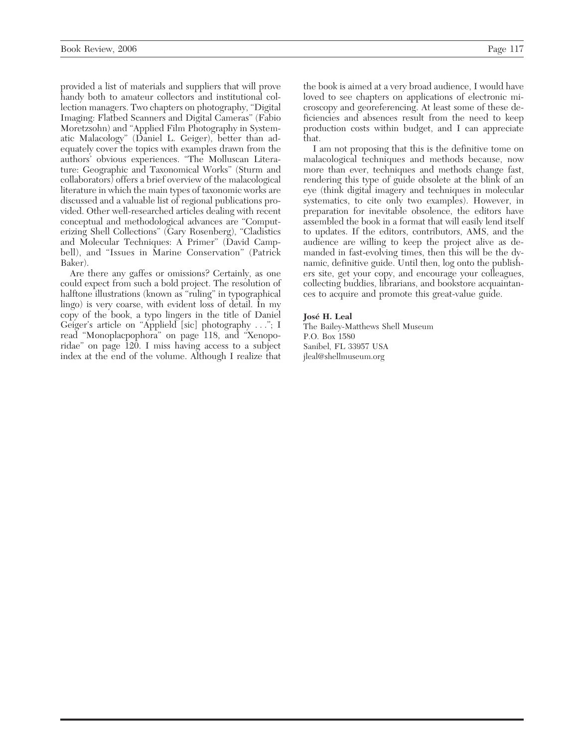provided a list of materials and suppliers that will prove handy both to amateur collectors and institutional collection managers. Two chapters on photography, "Digital Imaging: Flatbed Scanners and Digital Cameras" (Fabio Moretzsohn) and "Applied Film Photography in Systematic Malacology" (Daniel L. Geiger), better than adequately cover the topics with examples drawn from the authors' obvious experiences. "The Molluscan Literature: Geographic and Taxonomical Works" (Sturm and collaborators) offers a brief overview of the malacological literature in which the main types of taxonomic works are discussed and a valuable list of regional publications provided. Other well-researched articles dealing with recent conceptual and methodological advances are "Computerizing Shell Collections" (Gary Rosenberg), "Cladistics and Molecular Techniques: A Primer" (David Campbell), and "Issues in Marine Conservation" (Patrick Baker).

Are there any gaffes or omissions? Certainly, as one could expect from such a bold project. The resolution of halftone illustrations (known as "ruling" in typographical lingo) is very coarse, with evident loss of detail. In my copy of the book, a typo lingers in the title of Daniel Geiger's article on "Applield [sic] photography . . ."; I read "Monoplacpophora" on page 118, and "Xenoporidae" on page 120. I miss having access to a subject index at the end of the volume. Although I realize that the book is aimed at a very broad audience, I would have loved to see chapters on applications of electronic microscopy and georeferencing. At least some of these deficiencies and absences result from the need to keep production costs within budget, and I can appreciate that.

I am not proposing that this is the definitive tome on malacological techniques and methods because, now more than ever, techniques and methods change fast, rendering this type of guide obsolete at the blink of an eye (think digital imagery and techniques in molecular systematics, to cite only two examples). However, in preparation for inevitable obsolence, the editors have assembled the book in a format that will easily lend itself to updates. If the editors, contributors, AMS, and the audience are willing to keep the project alive as demanded in fast-evolving times, then this will be the dynamic, definitive guide. Until then, log onto the publishers site, get your copy, and encourage your colleagues, collecting buddies, librarians, and bookstore acquaintances to acquire and promote this great-value guide.

**José H. Leal**
The Bailey-Matthews Shell Museum
P.O. Box 1580
Sanibel, FL 33957 USA
jleal@shellmuseum.org